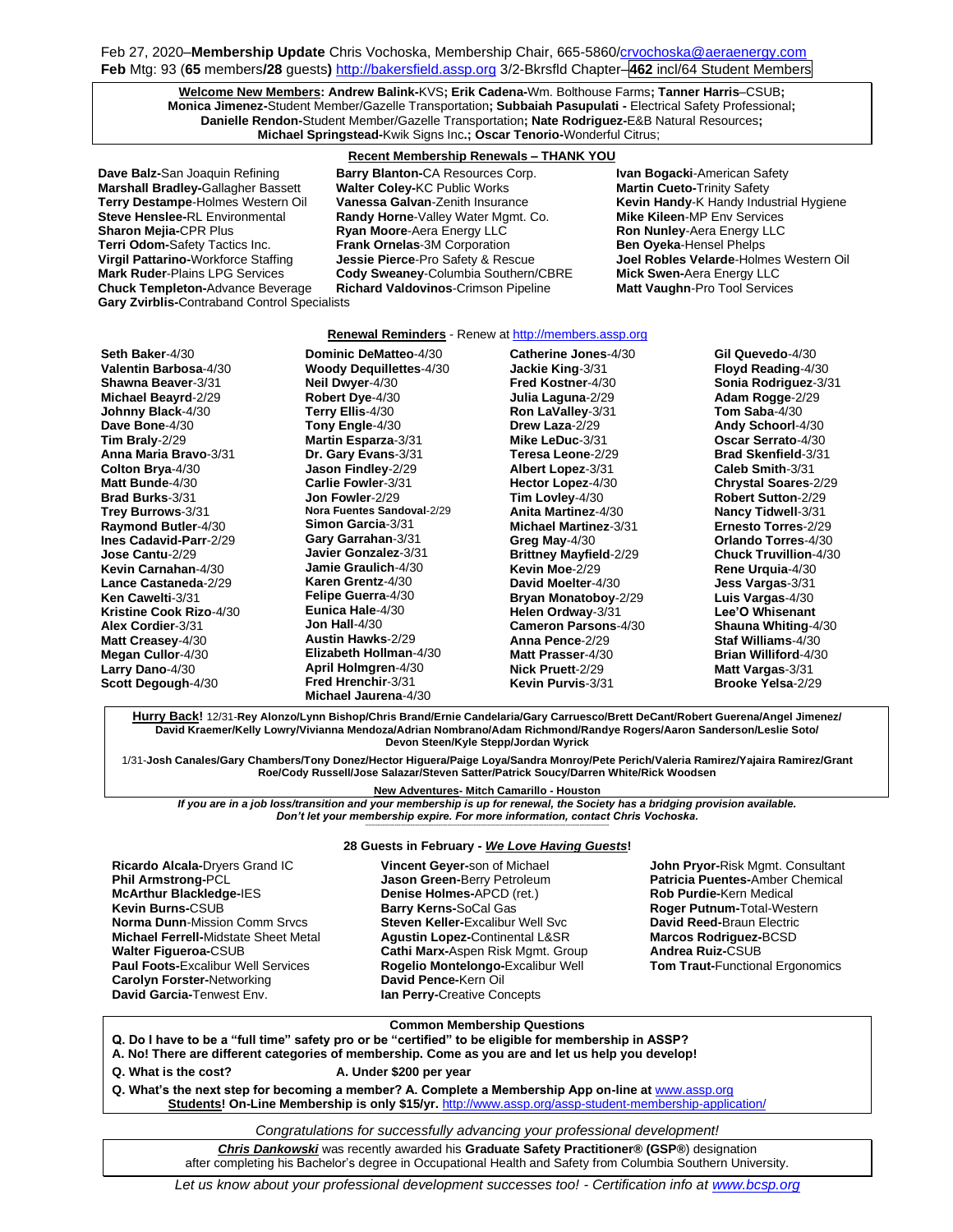Feb 27, 2020–**Membership Update** Chris Vochoska, Membership Chair, 665-5860/crvochoska@aeraenergy.com
**Feb** Mtg: 93 (**65** members**/28** guests**)** http://bakersfield.assp.org 3/2-Bkrsfld Chapter–**462** incl/64 Student Members

**Welcome New Members: Andrew Balink-**KVS**; Erik Cadena-**Wm. Bolthouse Farms**; Tanner Harris**–CSUB**; Monica Jimenez-**Student Member/Gazelle Transportation**; Subbaiah Pasupulati -** Electrical Safety Professional**; Danielle Rendon-**Student Member/Gazelle Transportation**; Nate Rodriguez-**E&B Natural Resources**; Michael Springstead-**Kwik Signs Inc**.; Oscar Tenorio-**Wonderful Citrus;

**Recent Membership Renewals – THANK YOU**

**Dave Balz-**San Joaquin Refining
**Marshall Bradley-**Gallagher Bassett
**Terry Destampe**-Holmes Western Oil
**Steve Henslee-**RL Environmental
**Sharon Mejia-**CPR Plus
**Terri Odom-**Safety Tactics Inc.
**Virgil Pattarino-**Workforce Staffing
**Mark Ruder**-Plains LPG Services
**Chuck Templeton-**Advance Beverage
**Gary Zvirblis-**Contraband Control Specialists
**Barry Blanton-**CA Resources Corp.
**Walter Coley-**KC Public Works
**Vanessa Galvan**-Zenith Insurance
**Randy Horne**-Valley Water Mgmt. Co.
**Ryan Moore**-Aera Energy LLC
**Frank Ornelas**-3M Corporation
**Jessie Pierce**-Pro Safety & Rescue
**Cody Sweaney**-Columbia Southern/CBRE
**Richard Valdovinos**-Crimson Pipeline
**Ivan Bogacki**-American Safety
**Martin Cueto-**Trinity Safety
**Kevin Handy**-K Handy Industrial Hygiene
**Mike Kileen**-MP Env Services
**Ron Nunley**-Aera Energy LLC
**Ben Oyeka**-Hensel Phelps
**Joel Robles Velarde**-Holmes Western Oil
**Mick Swen-**Aera Energy LLC
**Matt Vaughn**-Pro Tool Services

**Renewal Reminders** - Renew at http://members.assp.org

**Seth Baker**-4/30
**Valentin Barbosa**-4/30
**Shawna Beaver**-3/31
**Michael Beayrd**-2/29
**Johnny Black**-4/30
**Dave Bone**-4/30
**Tim Braly**-2/29
**Anna Maria Bravo**-3/31
**Colton Brya**-4/30
**Matt Bunde**-4/30
**Brad Burks**-3/31
**Trey Burrows**-3/31
**Raymond Butler**-4/30
**Ines Cadavid-Parr**-2/29
**Jose Cantu**-2/29
**Kevin Carnahan**-4/30
**Lance Castaneda**-2/29
**Ken Cawelti**-3/31
**Kristine Cook Rizo**-4/30
**Alex Cordier**-3/31
**Matt Creasey**-4/30
**Megan Cullor**-4/30
**Larry Dano**-4/30
**Scott Degough**-4/30
**Dominic DeMatteo**-4/30
**Woody Dequillettes**-4/30
**Neil Dwyer**-4/30
**Robert Dye**-4/30
**Terry Ellis**-4/30
**Tony Engle**-4/30
**Martin Esparza**-3/31
**Dr. Gary Evans**-3/31
**Jason Findley**-2/29
**Carlie Fowler**-3/31
**Jon Fowler**-2/29
**Nora Fuentes Sandoval**-2/29
**Simon Garcia**-3/31
**Gary Garrahan**-3/31
**Javier Gonzalez**-3/31
**Jamie Graulich**-4/30
**Karen Grentz**-4/30
**Felipe Guerra**-4/30
**Eunica Hale**-4/30
**Jon Hall**-4/30
**Austin Hawks**-2/29
**Elizabeth Hollman**-4/30
**April Holmgren**-4/30
**Fred Hrenchir**-3/31
**Michael Jaurena**-4/30
**Catherine Jones**-4/30
**Jackie King**-3/31
**Fred Kostner**-4/30
**Julia Laguna**-2/29
**Ron LaValley**-3/31
**Drew Laza**-2/29
**Mike LeDuc**-3/31
**Teresa Leone**-2/29
**Albert Lopez**-3/31
**Hector Lopez**-4/30
**Tim Lovley**-4/30
**Anita Martinez**-4/30
**Michael Martinez**-3/31
**Greg May**-4/30
**Brittney Mayfield**-2/29
**Kevin Moe**-2/29
**David Moelter**-4/30
**Bryan Monatoboy**-2/29
**Helen Ordway**-3/31
**Cameron Parsons**-4/30
**Anna Pence**-2/29
**Matt Prasser**-4/30
**Nick Pruett**-2/29
**Kevin Purvis**-3/31
**Gil Quevedo**-4/30
**Floyd Reading**-4/30
**Sonia Rodriguez**-3/31
**Adam Rogge**-2/29
**Tom Saba**-4/30
**Andy Schoorl**-4/30
**Oscar Serrato**-4/30
**Brad Skenfield**-3/31
**Caleb Smith**-3/31
**Chrystal Soares**-2/29
**Robert Sutton**-2/29
**Nancy Tidwell**-3/31
**Ernesto Torres**-2/29
**Orlando Torres**-4/30
**Chuck Truvillion**-4/30
**Rene Urquia**-4/30
**Jess Vargas**-3/31
**Luis Vargas**-4/30
**Lee'O Whisenant**
**Shauna Whiting**-4/30
**Staf Williams**-4/30
**Brian Williford**-4/30
**Matt Vargas**-3/31
**Brooke Yelsa**-2/29

**Hurry Back!** 12/31-**Rey Alonzo/Lynn Bishop/Chris Brand/Ernie Candelaria/Gary Carruesco/Brett DeCant/Robert Guerena/Angel Jimenez/ David Kraemer/Kelly Lowry/Vivianna Mendoza/Adrian Nombrano/Adam Richmond/Randye Rogers/Aaron Sanderson/Leslie Soto/ Devon Steen/Kyle Stepp/Jordan Wyrick**

1/31-**Josh Canales/Gary Chambers/Tony Donez/Hector Higuera/Paige Loya/Sandra Monroy/Pete Perich/Valeria Ramirez/Yajaira Ramirez/Grant Roe/Cody Russell/Jose Salazar/Steven Satter/Patrick Soucy/Darren White/Rick Woodsen**

**New Adventures- Mitch Camarillo - Houston**

***If you are in a job loss/transition and your membership is up for renewal, the Society has a bridging provision available. Don't let your membership expire. For more information, contact Chris Vochoska.***

**28 Guests in February - *We Love Having Guests*!**

**Ricardo Alcala-**Dryers Grand IC
**Phil Armstrong-**PCL
**McArthur Blackledge-**IES
**Kevin Burns-**CSUB
**Norma Dunn**-Mission Comm Srvcs
**Michael Ferrell-**Midstate Sheet Metal
**Walter Figueroa-**CSUB
**Paul Foots-**Excalibur Well Services
**Carolyn Forster-**Networking
**David Garcia-**Tenwest Env.
**Vincent Geyer-**son of Michael
**Jason Green-**Berry Petroleum
**Denise Holmes-**APCD (ret.)
**Barry Kerns-**SoCal Gas
**Steven Keller-**Excalibur Well Svc
**Agustin Lopez-**Continental L&SR
**Cathi Marx-**Aspen Risk Mgmt. Group
**Rogelio Montelongo-**Excalibur Well
**David Pence-**Kern Oil
**Ian Perry-**Creative Concepts
**John Pryor-**Risk Mgmt. Consultant
**Patricia Puentes-**Amber Chemical
**Rob Purdie-**Kern Medical
**Roger Putnum-**Total-Western
**David Reed-**Braun Electric
**Marcos Rodriguez-**BCSD
**Andrea Ruiz-**CSUB
**Tom Traut-**Functional Ergonomics

**Common Membership Questions**

**Q. Do I have to be a "full time" safety pro or be "certified" to be eligible for membership in ASSP?**
**A. No! There are different categories of membership. Come as you are and let us help you develop!**

**Q. What is the cost?** **A. Under $200 per year**

**Q. What's the next step for becoming a member? A. Complete a Membership App on-line at** www.assp.org
**Students! On-Line Membership is only $15/yr.** http://www.assp.org/assp-student-membership-application/

*Congratulations for successfully advancing your professional development!*

***Chris Dankowski*** was recently awarded his **Graduate Safety Practitioner® (GSP®**) designation after completing his Bachelor's degree in Occupational Health and Safety from Columbia Southern University.

*Let us know about your professional development successes too! - Certification info at www.bcsp.org*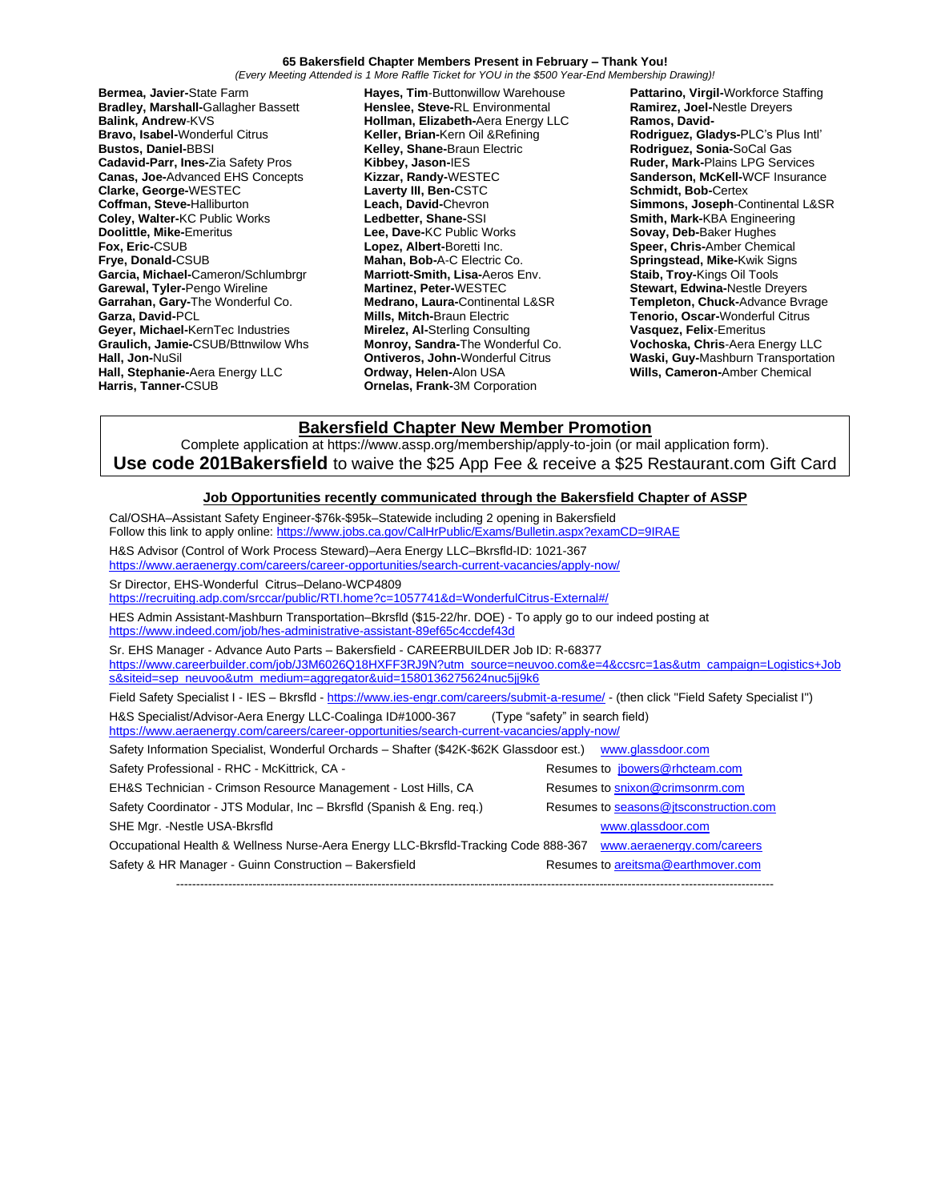**65 Bakersfield Chapter Members Present in February – Thank You!**

*(Every Meeting Attended is 1 More Raffle Ticket for YOU in the $500 Year-End Membership Drawing)!*

**Bermea, Javier-**State Farm
**Bradley, Marshall-**Gallagher Bassett
**Balink, Andrew**-KVS
**Bravo, Isabel-**Wonderful Citrus
**Bustos, Daniel-**BBSI
**Cadavid-Parr, Ines-**Zia Safety Pros
**Canas, Joe-**Advanced EHS Concepts
**Clarke, George-**WESTEC
**Coffman, Steve-**Halliburton
**Coley, Walter-**KC Public Works
**Doolittle, Mike-**Emeritus
**Fox, Eric-**CSUB
**Frye, Donald-**CSUB
**Garcia, Michael-**Cameron/Schlumbrgr
**Garewal, Tyler-**Pengo Wireline
**Garrahan, Gary-**The Wonderful Co.
**Garza, David-**PCL
**Geyer, Michael-**KernTec Industries
**Graulich, Jamie-**CSUB/Bttnwilow Whs
**Hall, Jon-**NuSil
**Hall, Stephanie-**Aera Energy LLC
**Harris, Tanner-**CSUB
**Hayes, Tim**-Buttonwillow Warehouse
**Henslee, Steve-**RL Environmental
**Hollman, Elizabeth-**Aera Energy LLC
**Keller, Brian-**Kern Oil &Refining
**Kelley, Shane-**Braun Electric
**Kibbey, Jason-**IES
**Kizzar, Randy-**WESTEC
**Laverty III, Ben-**CSTC
**Leach, David-**Chevron
**Ledbetter, Shane-**SSI
**Lee, Dave-**KC Public Works
**Lopez, Albert-**Boretti Inc.
**Mahan, Bob-**A-C Electric Co.
**Marriott-Smith, Lisa-**Aeros Env.
**Martinez, Peter-**WESTEC
**Medrano, Laura-**Continental L&SR
**Mills, Mitch-**Braun Electric
**Mirelez, Al-**Sterling Consulting
**Monroy, Sandra-**The Wonderful Co.
**Ontiveros, John-**Wonderful Citrus
**Ordway, Helen-**Alon USA
**Ornelas, Frank-**3M Corporation
**Pattarino, Virgil-**Workforce Staffing
**Ramirez, Joel-**Nestle Dreyers
**Ramos, David-**
**Rodriguez, Gladys-**PLC's Plus Intl'
**Rodriguez, Sonia-**SoCal Gas
**Ruder, Mark-**Plains LPG Services
**Sanderson, McKell-**WCF Insurance
**Schmidt, Bob-**Certex
**Simmons, Joseph**-Continental L&SR
**Smith, Mark-**KBA Engineering
**Sovay, Deb-**Baker Hughes
**Speer, Chris-**Amber Chemical
**Springstead, Mike-**Kwik Signs
**Staib, Troy-**Kings Oil Tools
**Stewart, Edwina-**Nestle Dreyers
**Templeton, Chuck-**Advance Bvrage
**Tenorio, Oscar-**Wonderful Citrus
**Vasquez, Felix-**Emeritus
**Vochoska, Chris**-Aera Energy LLC
**Waski, Guy-**Mashburn Transportation
**Wills, Cameron-**Amber Chemical

## Bakersfield Chapter New Member Promotion

Complete application at https://www.assp.org/membership/apply-to-join (or mail application form).

**Use code 201Bakersfield** to waive the $25 App Fee & receive a $25 Restaurant.com Gift Card

### Job Opportunities recently communicated through the Bakersfield Chapter of ASSP

Cal/OSHA–Assistant Safety Engineer-$76k-$95k–Statewide including 2 opening in Bakersfield
Follow this link to apply online: https://www.jobs.ca.gov/CalHrPublic/Exams/Bulletin.aspx?examCD=9IRAE

H&S Advisor (Control of Work Process Steward)–Aera Energy LLC–Bkrsfld-ID: 1021-367
https://www.aeraenergy.com/careers/career-opportunities/search-current-vacancies/apply-now/

Sr Director, EHS-Wonderful Citrus–Delano-WCP4809
https://recruiting.adp.com/srccar/public/RTI.home?c=1057741&d=WonderfulCitrus-External#/

HES Admin Assistant-Mashburn Transportation–Bkrsfld ($15-22/hr. DOE) - To apply go to our indeed posting at
https://www.indeed.com/job/hes-administrative-assistant-89ef65c4ccdef43d

Sr. EHS Manager - Advance Auto Parts – Bakersfield - CAREERBUILDER Job ID: R-68377
https://www.careerbuilder.com/job/J3M6026Q18HXFF3RJ9N?utm_source=neuvoo.com&e=4&ccsrc=1as&utm_campaign=Logistics+Jobs&siteid=sep_neuvoo&utm_medium=aggregator&uid=1580136275624nuc5jj9k6

Field Safety Specialist I - IES – Bkrsfld - https://www.ies-engr.com/careers/submit-a-resume/ - (then click "Field Safety Specialist I")

H&S Specialist/Advisor-Aera Energy LLC-Coalinga ID#1000-367 (Type "safety" in search field)
https://www.aeraenergy.com/careers/career-opportunities/search-current-vacancies/apply-now/

Safety Information Specialist, Wonderful Orchards – Shafter ($42K-$62K Glassdoor est.) www.glassdoor.com

Safety Professional - RHC - McKittrick, CA - Resumes to jbowers@rhcteam.com

EH&S Technician - Crimson Resource Management - Lost Hills, CA Resumes to snixon@crimsonrm.com

Safety Coordinator - JTS Modular, Inc – Bkrsfld (Spanish & Eng. req.) Resumes to seasons@jtsconstruction.com

SHE Mgr. -Nestle USA-Bkrsfld www.glassdoor.com

Occupational Health & Wellness Nurse-Aera Energy LLC-Bkrsfld-Tracking Code 888-367 www.aeraenergy.com/careers

Safety & HR Manager - Guinn Construction – Bakersfield Resumes to areitsma@earthmover.com

---